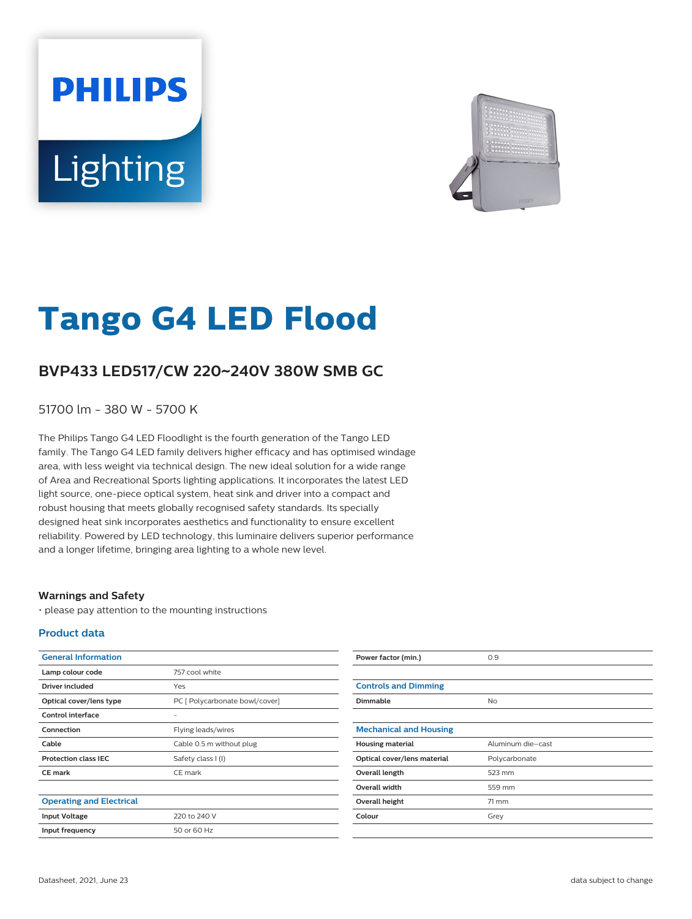PHILIPS

Lighting

# Tango G4 LED Flood

## BVP433 LED517/CW 220~240V 380W SMB GC

51700 lm - 380 W - 5700 K

The Philips Tango G4 LED Floodlight is the fourth generation of the Tango LED family. The Tango G4 LED family delivers higher efficacy and has optimised windage area, with less weight via technical design. The new ideal solution for a wide range of Area and Recreational Sports lighting applications. It incorporates the latest LED light source, one-piece optical system, heat sink and driver into a compact and robust housing that meets globally recognised safety standards. Its specially designed heat sink incorporates aesthetics and functionality to ensure excellent reliability. Powered by LED technology, this luminaire delivers superior performance and a longer lifetime, bringing area lighting to a whole new level.

### Warnings and Safety

• please pay attention to the mounting instructions

### Product data

| General Information | |
|---|---|
| **Lamp colour code** | 757 cool white |
| **Driver included** | Yes |
| **Optical cover/lens type** | PC [ Polycarbonate bowl/cover] |
| **Control interface** | - |
| **Connection** | Flying leads/wires |
| **Cable** | Cable 0.5 m without plug |
| **Protection class IEC** | Safety class I (I) |
| **CE mark** | CE mark |

| Operating and Electrical | |
|---|---|
| **Input Voltage** | 220 to 240 V |
| **Input frequency** | 50 or 60 Hz |
| **Power factor (min.)** | 0.9 |

| Controls and Dimming | |
|---|---|
| **Dimmable** | No |

| Mechanical and Housing | |
|---|---|
| **Housing material** | Aluminum die-cast |
| **Optical cover/lens material** | Polycarbonate |
| **Overall length** | 523 mm |
| **Overall width** | 559 mm |
| **Overall height** | 71 mm |
| **Colour** | Grey |

Datasheet, 2021, June 23

data subject to change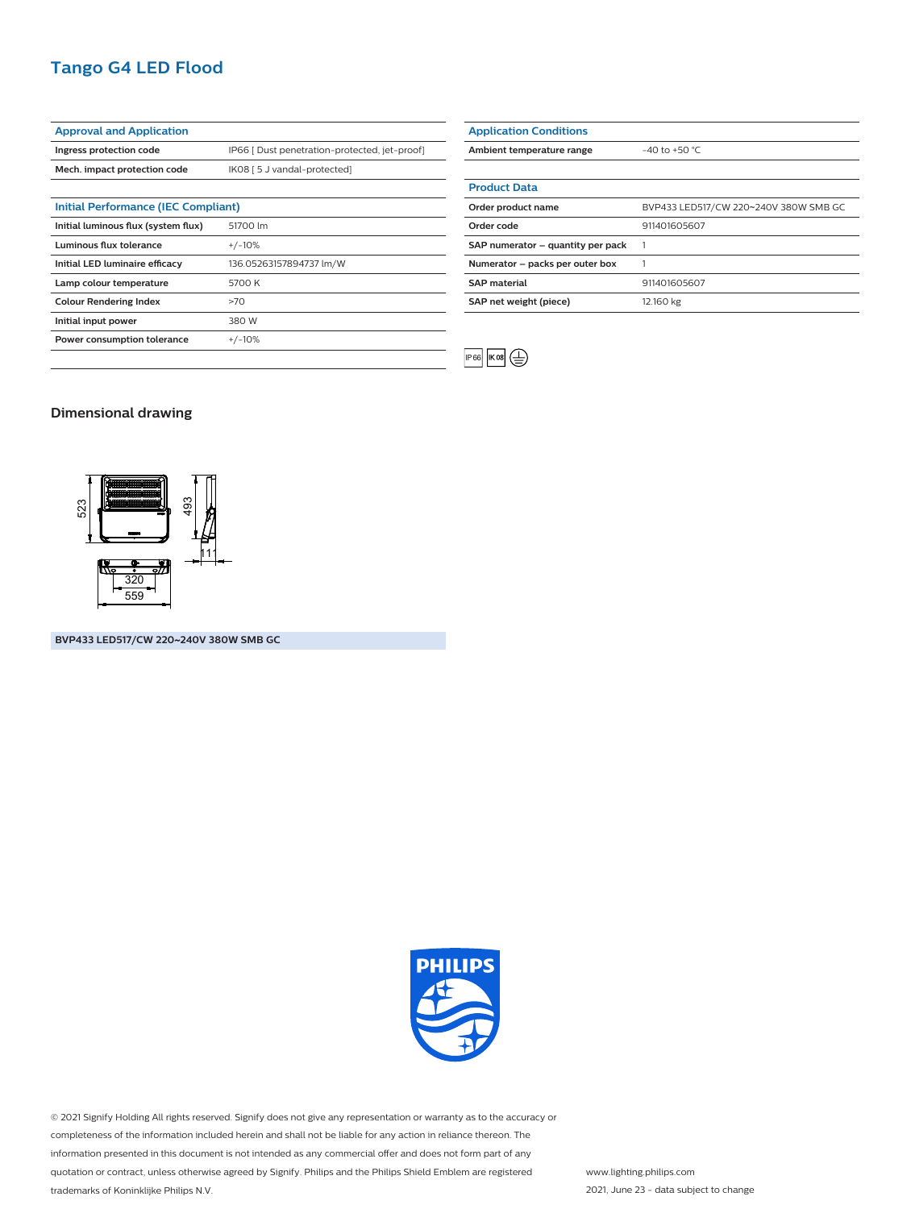# Tango G4 LED Flood

| Approval and Application | |
|---|---|
| Ingress protection code | IP66 [ Dust penetration-protected, jet-proof] |
| Mech. impact protection code | IK08 [ 5 J vandal-protected] |

| Initial Performance (IEC Compliant) | |
|---|---|
| Initial luminous flux (system flux) | 51700 lm |
| Luminous flux tolerance | +/-10% |
| Initial LED luminaire efficacy | 136.05263157894737 lm/W |
| Lamp colour temperature | 5700 K |
| Colour Rendering Index | >70 |
| Initial input power | 380 W |
| Power consumption tolerance | +/-10% |

| Application Conditions | |
|---|---|
| Ambient temperature range | -40 to +50 °C |

| Product Data | |
|---|---|
| Order product name | BVP433 LED517/CW 220-240V 380W SMB GC |
| Order code | 911401605607 |
| SAP numerator – quantity per pack | 1 |
| Numerator – packs per outer box | 1 |
| SAP material | 911401605607 |
| SAP net weight (piece) | 12.160 kg |

IP66 IK08

## Dimensional drawing

523
493
111
320
559

**BVP433 LED517/CW 220~240V 380W SMB GC**

© 2021 Signify Holding All rights reserved. Signify does not give any representation or warranty as to the accuracy or completeness of the information included herein and shall not be liable for any action in reliance thereon. The information presented in this document is not intended as any commercial offer and does not form part of any quotation or contract, unless otherwise agreed by Signify. Philips and the Philips Shield Emblem are registered trademarks of Koninklijke Philips N.V.

www.lighting.philips.com

2021, June 23 - data subject to change